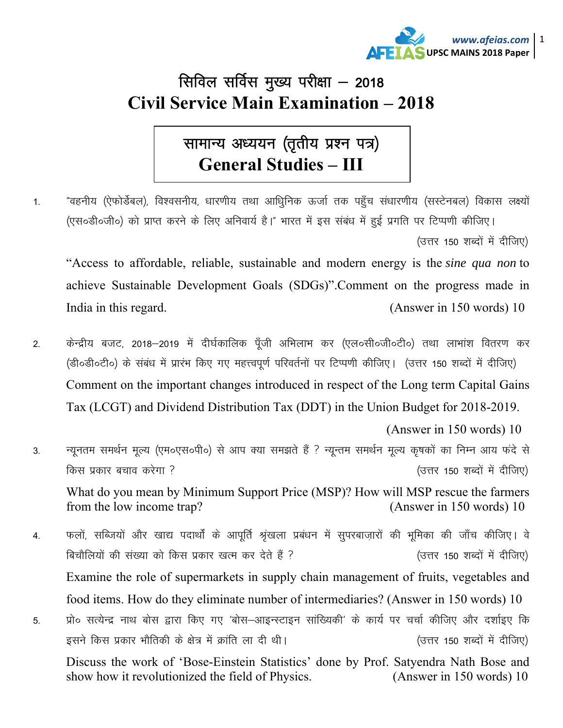# सिविल सर्विस मुख्य परीक्षा – 2018
# Civil Service Main Examination – 2018

## सामान्य अध्ययन (तृतीय प्रश्न पत्र)
## General Studies – III

1. "वहनीय (ऐफोर्डेबल), विश्वसनीय, धारणीय तथा आधुनिक ऊर्जा तक पहुँच संधारणीय (सस्टेनबल) विकास लक्ष्यों (एस०डी०जी०) को प्राप्त करने के लिए अनिवार्य है।" भारत में इस संबंध में हुई प्रगति पर टिप्पणी कीजिए। (उत्तर 150 शब्दों में दीजिए)

   "Access to affordable, reliable, sustainable and modern energy is the *sine qua non* to achieve Sustainable Development Goals (SDGs)".Comment on the progress made in India in this regard. (Answer in 150 words) 10

2. केन्द्रीय बजट, 2018–2019 में दीर्घकालिक पूँजी अभिलाभ कर (एल०सी०जी०टी०) तथा लाभांश वितरण कर (डी०डी०टी०) के संबंध में प्रारंभ किए गए महत्त्वपूर्ण परिवर्तनों पर टिप्पणी कीजिए। (उत्तर 150 शब्दों में दीजिए)

   Comment on the important changes introduced in respect of the Long term Capital Gains Tax (LCGT) and Dividend Distribution Tax (DDT) in the Union Budget for 2018-2019. (Answer in 150 words) 10

3. न्यूनतम समर्थन मूल्य (एम०एस०पी०) से आप क्या समझते हैं ? न्यून्तम समर्थन मूल्य कृषकों का निम्न आय फंदे से किस प्रकार बचाव करेगा ? (उत्तर 150 शब्दों में दीजिए)

   What do you mean by Minimum Support Price (MSP)? How will MSP rescue the farmers from the low income trap? (Answer in 150 words) 10

4. फलों, सब्जियों और खाद्य पदार्थों के आपूर्ति श्रृंखला प्रबंधन में सुपरबाज़ारों की भूमिका की जाँच कीजिए। वे बिचौलियों की संख्या को किस प्रकार खत्म कर देते हैं ? (उत्तर 150 शब्दों में दीजिए)

   Examine the role of supermarkets in supply chain management of fruits, vegetables and food items. How do they eliminate number of intermediaries? (Answer in 150 words) 10

5. प्रो० सत्येन्द्र नाथ बोस द्वारा किए गए 'बोस–आइन्स्टाइन सांख्यिकी' के कार्य पर चर्चा कीजिए और दर्शाइए कि इसने किस प्रकार भौतिकी के क्षेत्र में क्रांति ला दी थी। (उत्तर 150 शब्दों में दीजिए)

   Discuss the work of 'Bose-Einstein Statistics' done by Prof. Satyendra Nath Bose and show how it revolutionized the field of Physics. (Answer in 150 words) 10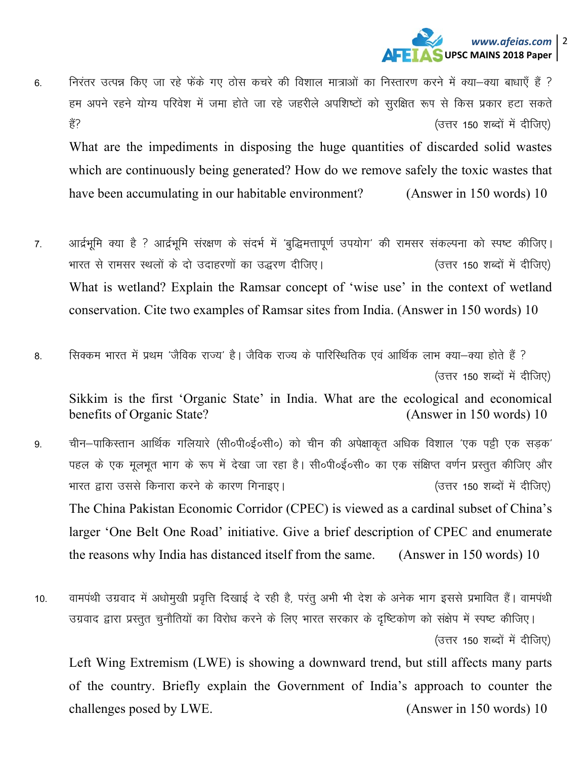6. निरंतर उत्पन्न किए जा रहे फेंके गए ठोस कचरे की विशाल मात्राओं का निस्तारण करने में क्या–क्या बाधाएँ हैं ? हम अपने रहने योग्य परिवेश में जमा होते जा रहे जहरीले अपशिष्टों को सुरक्षित रूप से किस प्रकार हटा सकते हैं? (उत्तर 150 शब्दों में दीजिए)

   What are the impediments in disposing the huge quantities of discarded solid wastes which are continuously being generated? How do we remove safely the toxic wastes that have been accumulating in our habitable environment? (Answer in 150 words) 10

7. आर्द्रभूमि क्या है ? आर्द्रभूमि संरक्षण के संदर्भ में 'बुद्धिमत्तापूर्ण उपयोग' की रामसर संकल्पना को स्पष्ट कीजिए। भारत से रामसर स्थलों के दो उदाहरणों का उद्धरण दीजिए। (उत्तर 150 शब्दों में दीजिए)

   What is wetland? Explain the Ramsar concept of 'wise use' in the context of wetland conservation. Cite two examples of Ramsar sites from India. (Answer in 150 words) 10

8. सिक्कम भारत में प्रथम 'जैविक राज्य' है। जैविक राज्य के पारिस्थितिक एवं आर्थिक लाभ क्या–क्या होते हैं ? (उत्तर 150 शब्दों में दीजिए)

   Sikkim is the first 'Organic State' in India. What are the ecological and economical benefits of Organic State? (Answer in 150 words) 10

9. चीन–पाकिस्तान आर्थिक गलियारे (सी०पी०ई०सी०) को चीन की अपेक्षाकृत अधिक विशाल 'एक पट्टी एक सड़क' पहल के एक मूलभूत भाग के रूप में देखा जा रहा है। सी०पी०ई०सी० का एक संक्षिप्त वर्णन प्रस्तुत कीजिए और भारत द्वारा उससे किनारा करने के कारण गिनाइए। (उत्तर 150 शब्दों में दीजिए)

   The China Pakistan Economic Corridor (CPEC) is viewed as a cardinal subset of China's larger 'One Belt One Road' initiative. Give a brief description of CPEC and enumerate the reasons why India has distanced itself from the same. (Answer in 150 words) 10

10. वामपंथी उग्रवाद में अधोमुखी प्रवृत्ति दिखाई दे रही है, परंतु अभी भी देश के अनेक भाग इससे प्रभावित हैं। वामपंथी उग्रवाद द्वारा प्रस्तुत चुनौतियों का विरोध करने के लिए भारत सरकार के दृष्टिकोण को संक्षेप में स्पष्ट कीजिए। (उत्तर 150 शब्दों में दीजिए)

    Left Wing Extremism (LWE) is showing a downward trend, but still affects many parts of the country. Briefly explain the Government of India's approach to counter the challenges posed by LWE. (Answer in 150 words) 10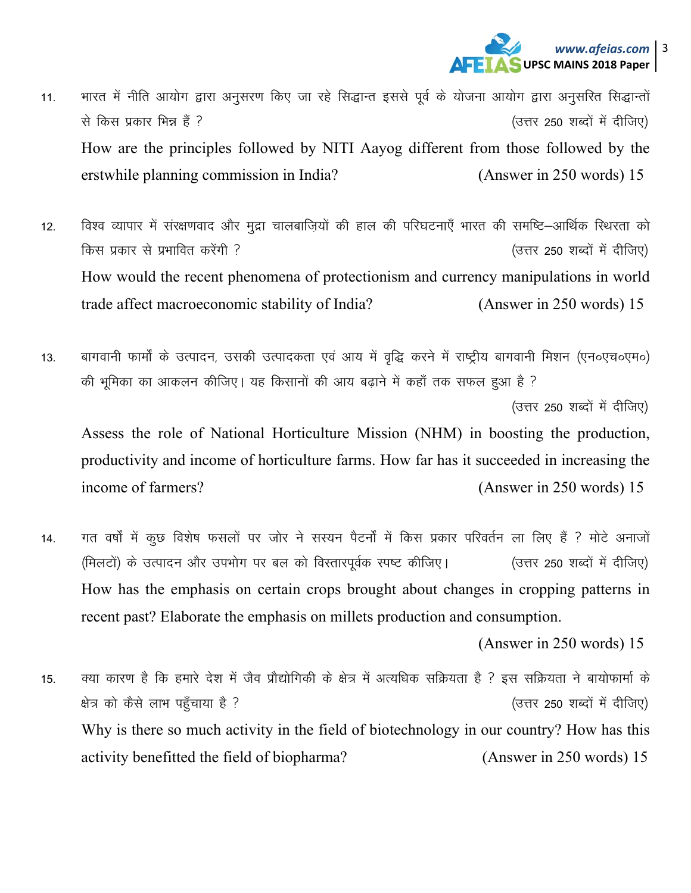11. भारत में नीति आयोग द्वारा अनुसरण किए जा रहे सिद्धान्त इससे पूर्व के योजना आयोग द्वारा अनुसरित सिद्धान्तों से किस प्रकार भिन्न हैं ? (उत्तर 250 शब्दों में दीजिए)

    How are the principles followed by NITI Aayog different from those followed by the erstwhile planning commission in India? (Answer in 250 words) 15

12. विश्व व्यापार में संरक्षणवाद और मुद्रा चालबाज़ियों की हाल की परिघटनाएँ भारत की समष्टि–आर्थिक स्थिरता को किस प्रकार से प्रभावित करेंगी ? (उत्तर 250 शब्दों में दीजिए)

    How would the recent phenomena of protectionism and currency manipulations in world trade affect macroeconomic stability of India? (Answer in 250 words) 15

13. बागवानी फार्मों के उत्पादन, उसकी उत्पादकता एवं आय में वृद्धि करने में राष्ट्रीय बागवानी मिशन (एन०एच०एम०) की भूमिका का आकलन कीजिए। यह किसानों की आय बढ़ाने में कहाँ तक सफल हुआ है ? (उत्तर 250 शब्दों में दीजिए)

    Assess the role of National Horticulture Mission (NHM) in boosting the production, productivity and income of horticulture farms. How far has it succeeded in increasing the income of farmers? (Answer in 250 words) 15

14. गत वर्षों में कुछ विशेष फसलों पर जोर ने सस्यन पैटर्नों में किस प्रकार परिवर्तन ला लिए हैं ? मोटे अनाजों (मिलटों) के उत्पादन और उपभोग पर बल को विस्तारपूर्वक स्पष्ट कीजिए। (उत्तर 250 शब्दों में दीजिए)

    How has the emphasis on certain crops brought about changes in cropping patterns in recent past? Elaborate the emphasis on millets production and consumption. (Answer in 250 words) 15

15. क्या कारण है कि हमारे देश में जैव प्रौद्योगिकी के क्षेत्र में अत्यधिक सक्रियता है ? इस सक्रियता ने बायोफार्मा के क्षेत्र को कैसे लाभ पहुँचाया है ? (उत्तर 250 शब्दों में दीजिए)

    Why is there so much activity in the field of biotechnology in our country? How has this activity benefitted the field of biopharma? (Answer in 250 words) 15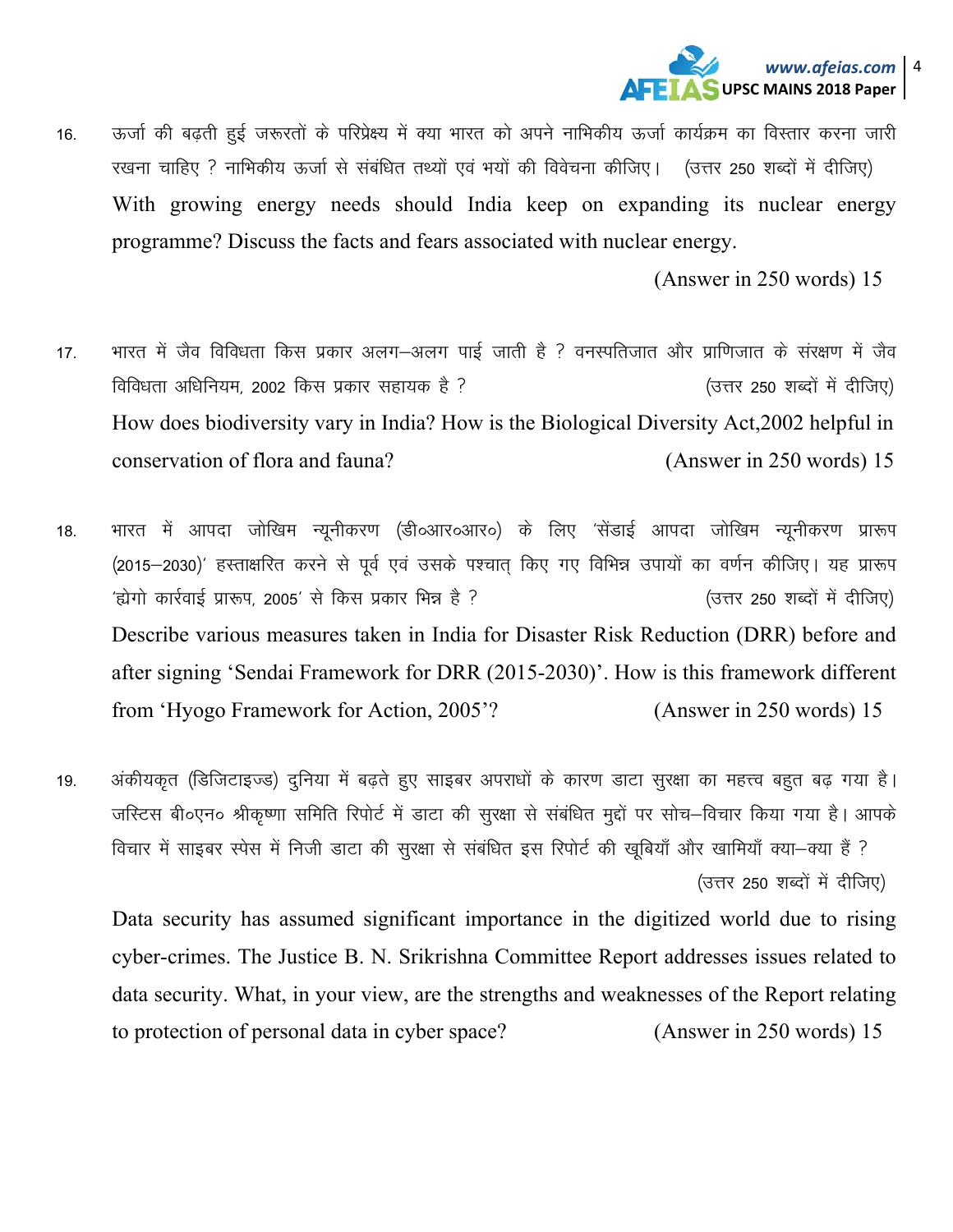16. ऊर्जा की बढ़ती हुई जरूरतों के परिप्रेक्ष्य में क्या भारत को अपने नाभिकीय ऊर्जा कार्यक्रम का विस्तार करना जारी रखना चाहिए ? नाभिकीय ऊर्जा से संबंधित तथ्यों एवं भयों की विवेचना कीजिए। (उत्तर 250 शब्दों में दीजिए)

    With growing energy needs should India keep on expanding its nuclear energy programme? Discuss the facts and fears associated with nuclear energy.

    (Answer in 250 words) 15

17. भारत में जैव विविधता किस प्रकार अलग–अलग पाई जाती है ? वनस्पतिजात और प्राणिजात के संरक्षण में जैव विविधता अधिनियम, 2002 किस प्रकार सहायक है ? (उत्तर 250 शब्दों में दीजिए)

    How does biodiversity vary in India? How is the Biological Diversity Act,2002 helpful in conservation of flora and fauna? (Answer in 250 words) 15

18. भारत में आपदा जोखिम न्यूनीकरण (डी०आर०आर०) के लिए 'सेंडाई आपदा जोखिम न्यूनीकरण प्रारूप (2015–2030)' हस्ताक्षरित करने से पूर्व एवं उसके पश्चात् किए गए विभिन्न उपायों का वर्णन कीजिए। यह प्रारूप 'ह्योगो कार्रवाई प्रारूप, 2005' से किस प्रकार भिन्न है ? (उत्तर 250 शब्दों में दीजिए)

    Describe various measures taken in India for Disaster Risk Reduction (DRR) before and after signing 'Sendai Framework for DRR (2015-2030)'. How is this framework different from 'Hyogo Framework for Action, 2005'? (Answer in 250 words) 15

19. अंकीयकृत (डिजिटाइज्ड) दुनिया में बढ़ते हुए साइबर अपराधों के कारण डाटा सुरक्षा का महत्त्व बहुत बढ़ गया है। जस्टिस बी०एन० श्रीकृष्णा समिति रिपोर्ट में डाटा की सुरक्षा से संबंधित मुद्दों पर सोच–विचार किया गया है। आपके विचार में साइबर स्पेस में निजी डाटा की सुरक्षा से संबंधित इस रिपोर्ट की खूबियाँ और खामियाँ क्या–क्या हैं ? (उत्तर 250 शब्दों में दीजिए)

    Data security has assumed significant importance in the digitized world due to rising cyber-crimes. The Justice B. N. Srikrishna Committee Report addresses issues related to data security. What, in your view, are the strengths and weaknesses of the Report relating to protection of personal data in cyber space? (Answer in 250 words) 15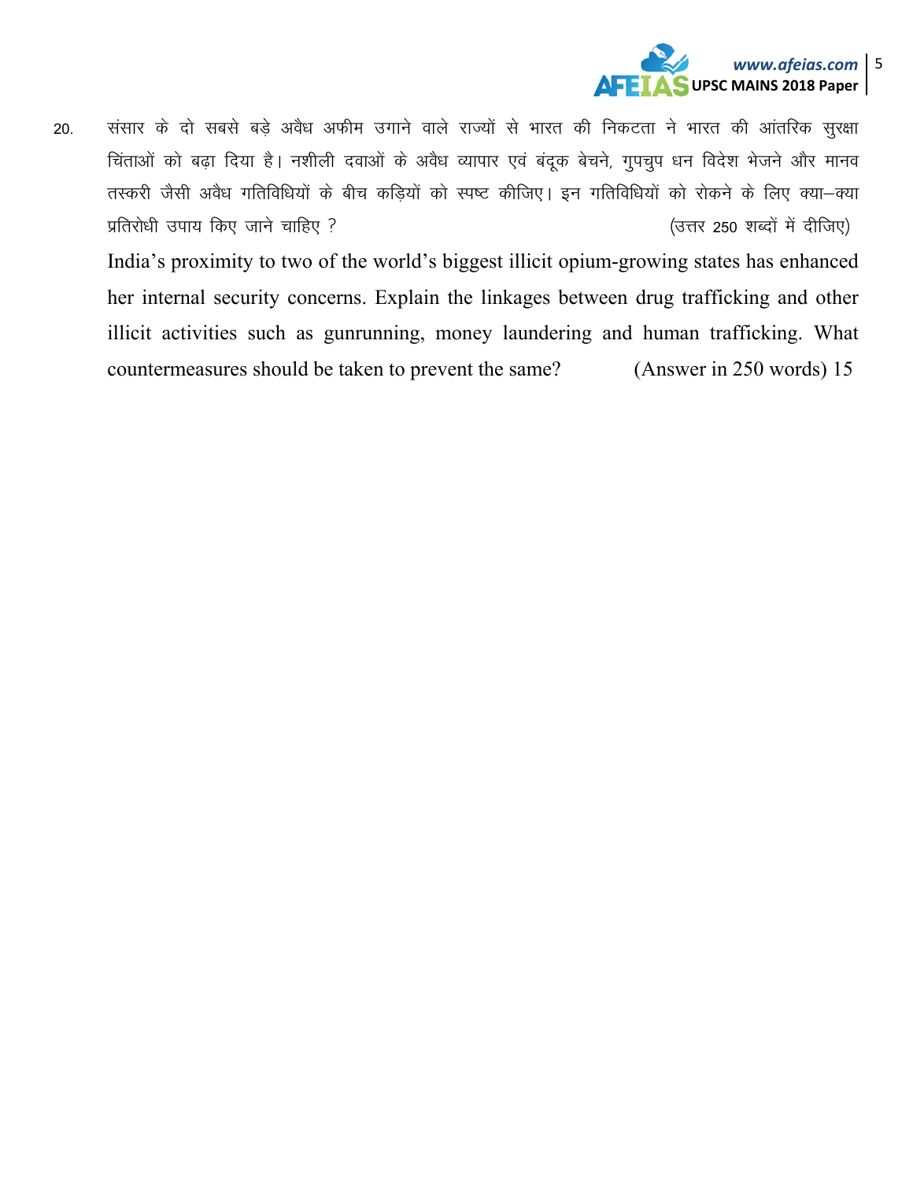20. संसार के दो सबसे बड़े अवैध अफीम उगाने वाले राज्यों से भारत की निकटता ने भारत की आंतरिक सुरक्षा चिंताओं को बढ़ा दिया है। नशीली दवाओं के अवैध व्यापार एवं बंदूक बेचने, गुपचुप धन विदेश भेजने और मानव तस्करी जैसी अवैध गतिविधियों के बीच कड़ियों को स्पष्ट कीजिए। इन गतिविधियों को रोकने के लिए क्या–क्या प्रतिरोधी उपाय किए जाने चाहिए ? (उत्तर 250 शब्दों में दीजिए)

India's proximity to two of the world's biggest illicit opium-growing states has enhanced her internal security concerns. Explain the linkages between drug trafficking and other illicit activities such as gunrunning, money laundering and human trafficking. What countermeasures should be taken to prevent the same? (Answer in 250 words) 15